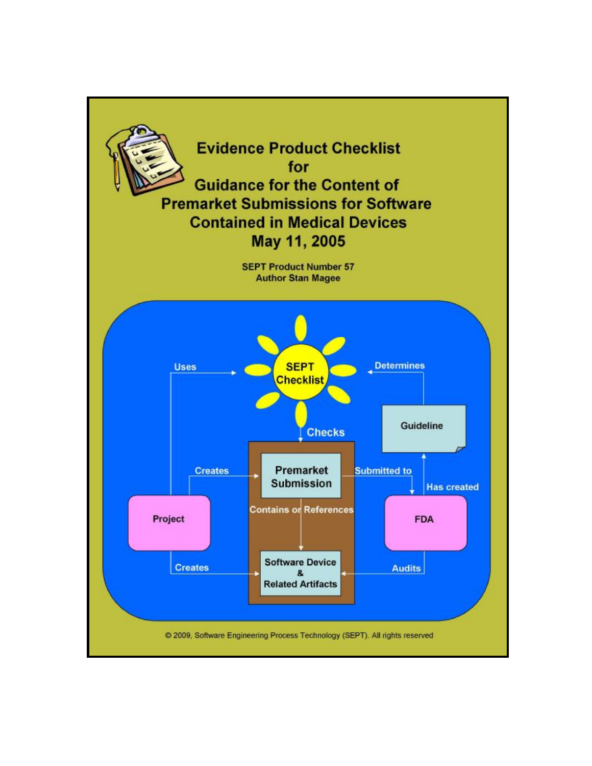# Evidence Product Checklist for Guidance for the Content of Premarket Submissions for Software Contained in Medical Devices May 11, 2005

**SEPT Product Number 57**
**Author Stan Magee**

SEPT Checklist

Uses

Determines

Checks

Guideline

Premarket Submission

Creates

Submitted to

Has created

Project

Contains or References

FDA

Software Device & Related Artifacts

Creates

Audits

© 2009, Software Engineering Process Technology (SEPT). All rights reserved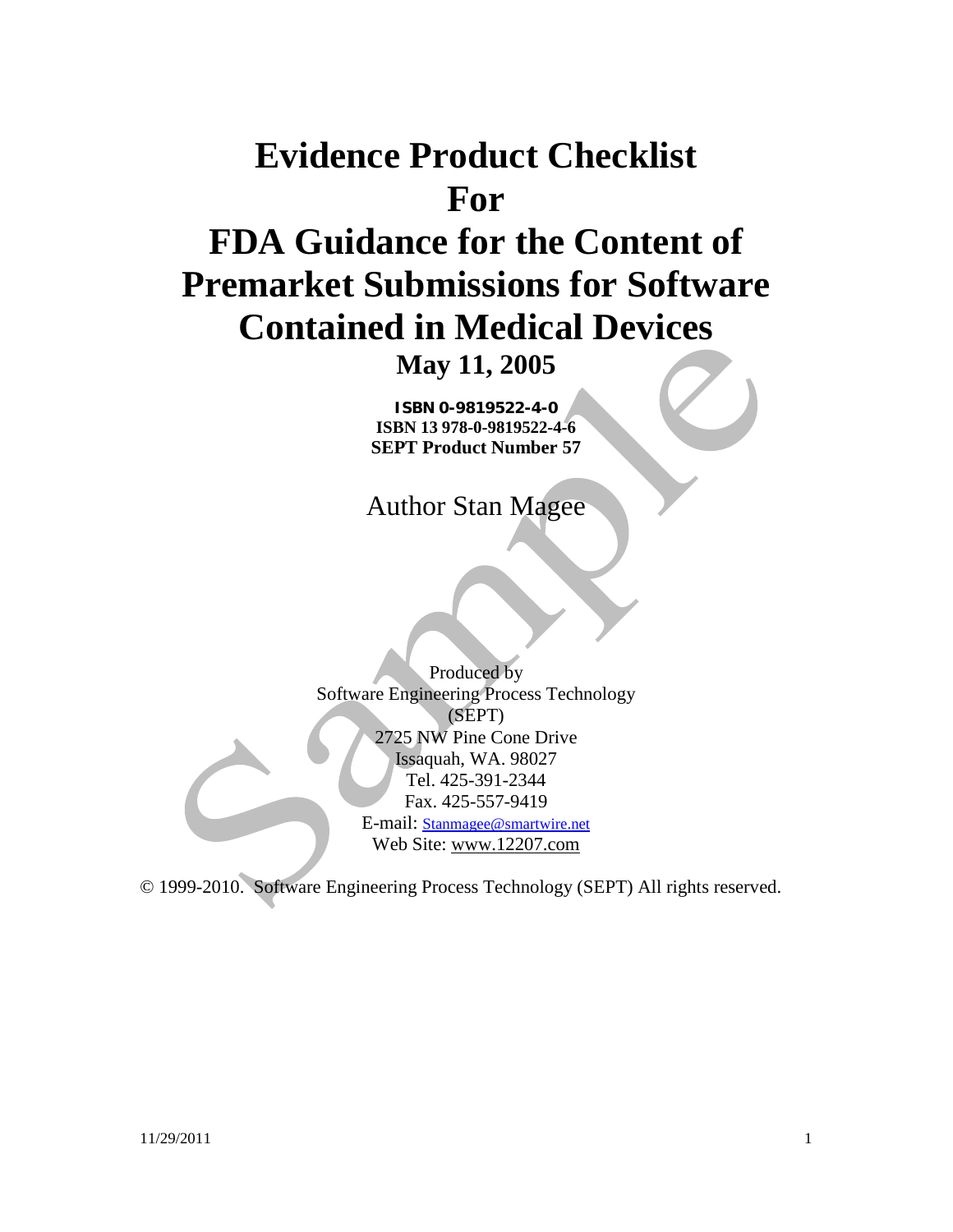# Evidence Product Checklist For FDA Guidance for the Content of Premarket Submissions for Software Contained in Medical Devices

**May 11, 2005**

**ISBN 0-9819522-4-0**
**ISBN 13 978-0-9819522-4-6**
**SEPT Product Number 57**

Author Stan Magee

Produced by
Software Engineering Process Technology
(SEPT)
2725 NW Pine Cone Drive
Issaquah, WA. 98027
Tel. 425-391-2344
Fax. 425-557-9419
E-mail: Stanmagee@smartwire.net
Web Site: www.12207.com

© 1999-2010. Software Engineering Process Technology (SEPT) All rights reserved.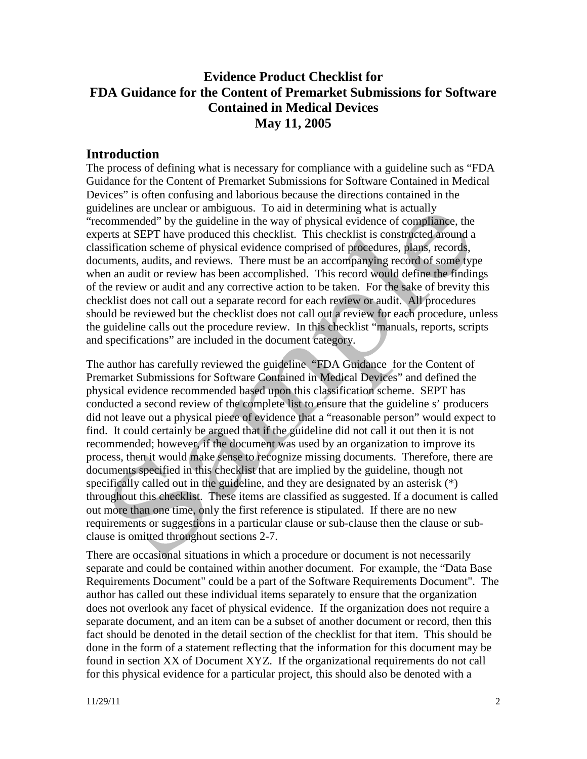# Evidence Product Checklist for FDA Guidance for the Content of Premarket Submissions for Software Contained in Medical Devices May 11, 2005

## Introduction

The process of defining what is necessary for compliance with a guideline such as "FDA Guidance for the Content of Premarket Submissions for Software Contained in Medical Devices" is often confusing and laborious because the directions contained in the guidelines are unclear or ambiguous. To aid in determining what is actually "recommended" by the guideline in the way of physical evidence of compliance, the experts at SEPT have produced this checklist. This checklist is constructed around a classification scheme of physical evidence comprised of procedures, plans, records, documents, audits, and reviews. There must be an accompanying record of some type when an audit or review has been accomplished. This record would define the findings of the review or audit and any corrective action to be taken. For the sake of brevity this checklist does not call out a separate record for each review or audit. All procedures should be reviewed but the checklist does not call out a review for each procedure, unless the guideline calls out the procedure review. In this checklist "manuals, reports, scripts and specifications" are included in the document category.

The author has carefully reviewed the guideline "FDA Guidance for the Content of Premarket Submissions for Software Contained in Medical Devices" and defined the physical evidence recommended based upon this classification scheme. SEPT has conducted a second review of the complete list to ensure that the guideline s' producers did not leave out a physical piece of evidence that a "reasonable person" would expect to find. It could certainly be argued that if the guideline did not call it out then it is not recommended; however, if the document was used by an organization to improve its process, then it would make sense to recognize missing documents. Therefore, there are documents specified in this checklist that are implied by the guideline, though not specifically called out in the guideline, and they are designated by an asterisk (*) throughout this checklist. These items are classified as suggested. If a document is called out more than one time, only the first reference is stipulated. If there are no new requirements or suggestions in a particular clause or sub-clause then the clause or sub-clause is omitted throughout sections 2-7.

There are occasional situations in which a procedure or document is not necessarily separate and could be contained within another document. For example, the "Data Base Requirements Document" could be a part of the Software Requirements Document". The author has called out these individual items separately to ensure that the organization does not overlook any facet of physical evidence. If the organization does not require a separate document, and an item can be a subset of another document or record, then this fact should be denoted in the detail section of the checklist for that item. This should be done in the form of a statement reflecting that the information for this document may be found in section XX of Document XYZ. If the organizational requirements do not call for this physical evidence for a particular project, this should also be denoted with a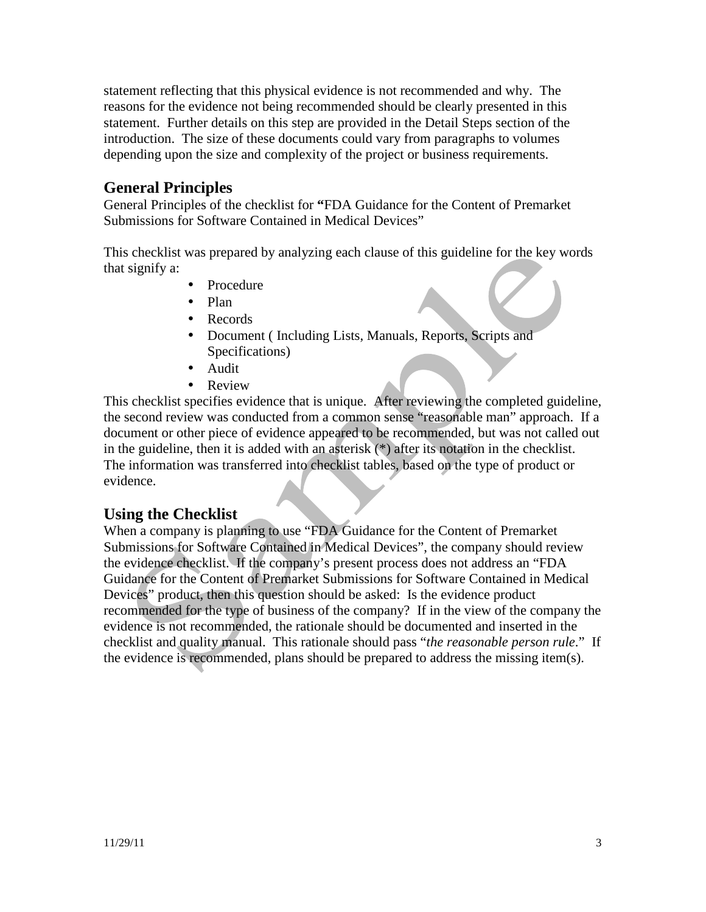statement reflecting that this physical evidence is not recommended and why. The reasons for the evidence not being recommended should be clearly presented in this statement. Further details on this step are provided in the Detail Steps section of the introduction. The size of these documents could vary from paragraphs to volumes depending upon the size and complexity of the project or business requirements.

## General Principles

General Principles of the checklist for **"**FDA Guidance for the Content of Premarket Submissions for Software Contained in Medical Devices"

This checklist was prepared by analyzing each clause of this guideline for the key words that signify a:

- Procedure
- Plan
- Records
- Document ( Including Lists, Manuals, Reports, Scripts and Specifications)
- Audit
- Review

This checklist specifies evidence that is unique. After reviewing the completed guideline, the second review was conducted from a common sense "reasonable man" approach. If a document or other piece of evidence appeared to be recommended, but was not called out in the guideline, then it is added with an asterisk (*) after its notation in the checklist. The information was transferred into checklist tables, based on the type of product or evidence.

## Using the Checklist

When a company is planning to use "FDA Guidance for the Content of Premarket Submissions for Software Contained in Medical Devices", the company should review the evidence checklist. If the company's present process does not address an "FDA Guidance for the Content of Premarket Submissions for Software Contained in Medical Devices" product, then this question should be asked: Is the evidence product recommended for the type of business of the company? If in the view of the company the evidence is not recommended, the rationale should be documented and inserted in the checklist and quality manual. This rationale should pass "*the reasonable person rule*." If the evidence is recommended, plans should be prepared to address the missing item(s).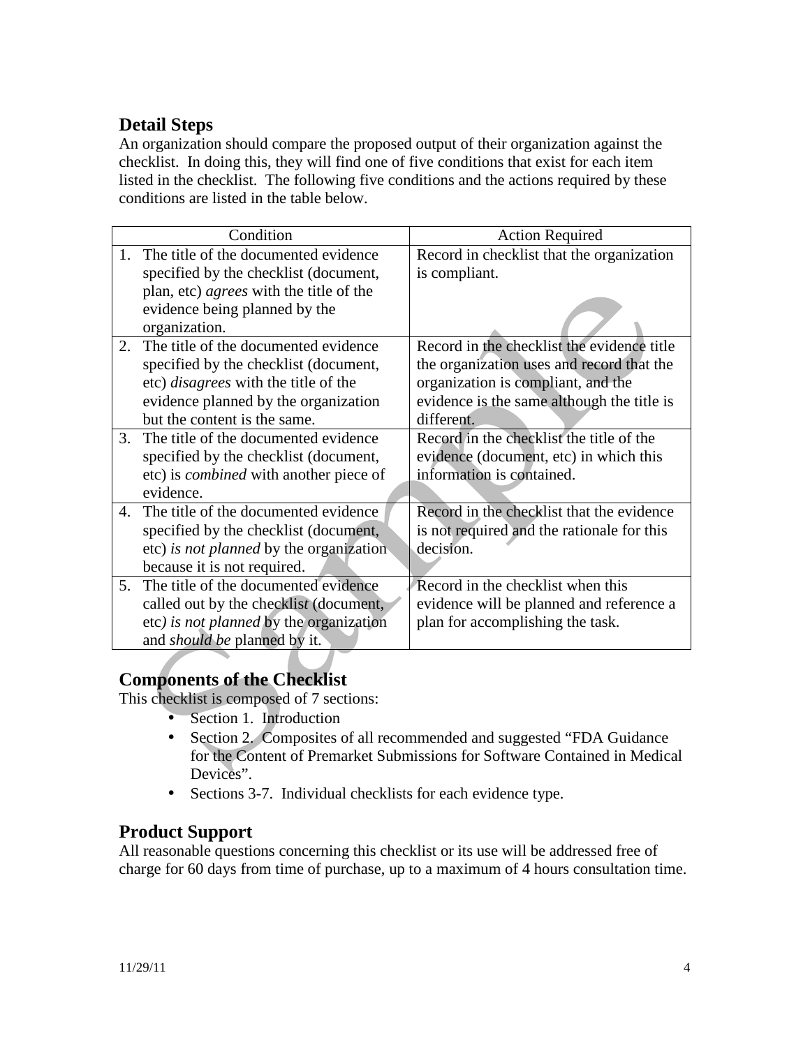## Detail Steps

An organization should compare the proposed output of their organization against the checklist. In doing this, they will find one of five conditions that exist for each item listed in the checklist. The following five conditions and the actions required by these conditions are listed in the table below.

| Condition | Action Required |
|---|---|
| 1. The title of the documented evidence specified by the checklist (document, plan, etc) *agrees* with the title of the evidence being planned by the organization. | Record in checklist that the organization is compliant. |
| 2. The title of the documented evidence specified by the checklist (document, etc) *disagrees* with the title of the evidence planned by the organization but the content is the same. | Record in the checklist the evidence title the organization uses and record that the organization is compliant, and the evidence is the same although the title is different. |
| 3. The title of the documented evidence specified by the checklist (document, etc) is *combined* with another piece of evidence. | Record in the checklist the title of the evidence (document, etc) in which this information is contained. |
| 4. The title of the documented evidence specified by the checklist (document, etc) *is not planned* by the organization because it is not required. | Record in the checklist that the evidence is not required and the rationale for this decision. |
| 5. The title of the documented evidence called out by the checklist (document, etc) *is not planned* by the organization and *should be* planned by it. | Record in the checklist when this evidence will be planned and reference a plan for accomplishing the task. |

## Components of the Checklist

This checklist is composed of 7 sections:

- Section 1. Introduction
- Section 2. Composites of all recommended and suggested "FDA Guidance for the Content of Premarket Submissions for Software Contained in Medical Devices".
- Sections 3-7. Individual checklists for each evidence type.

## Product Support

All reasonable questions concerning this checklist or its use will be addressed free of charge for 60 days from time of purchase, up to a maximum of 4 hours consultation time.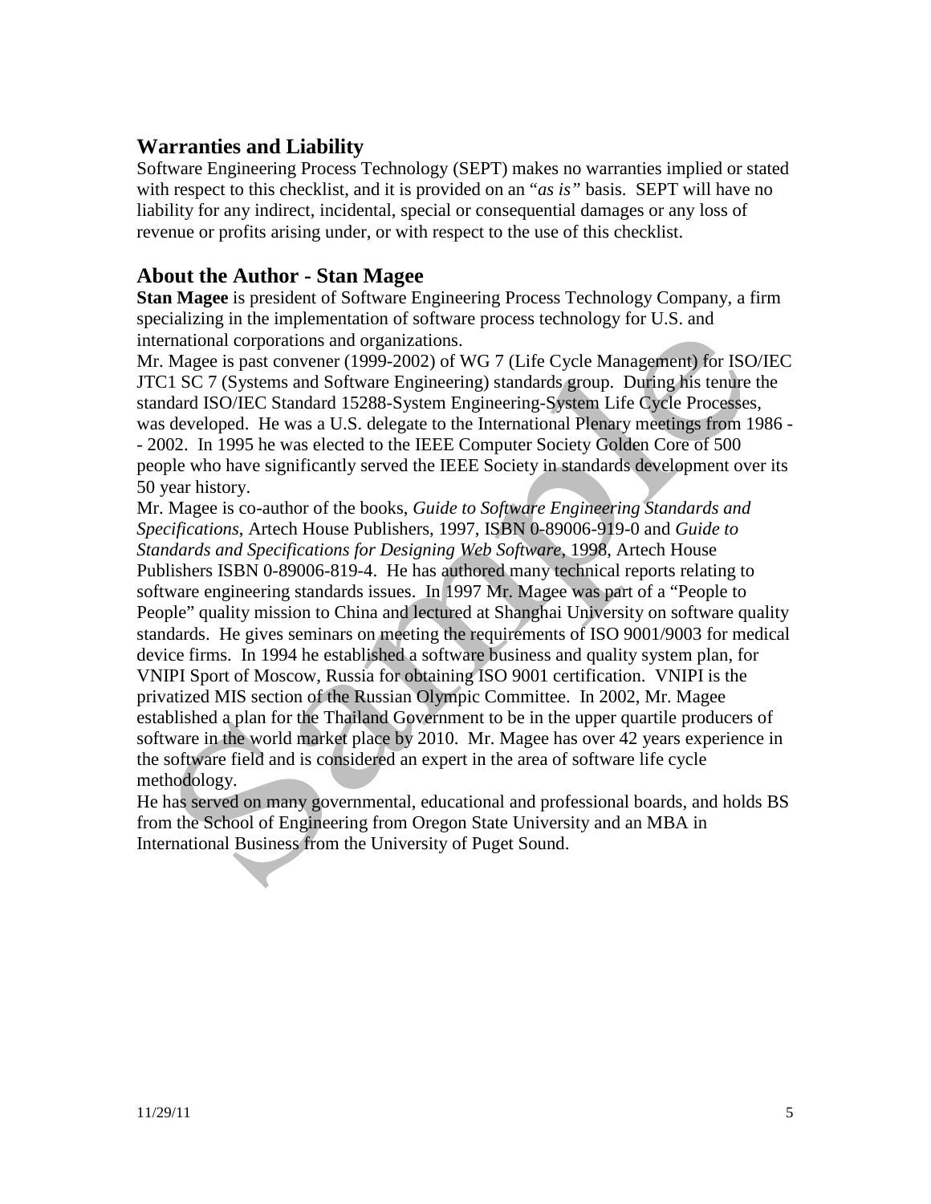## Warranties and Liability

Software Engineering Process Technology (SEPT) makes no warranties implied or stated with respect to this checklist, and it is provided on an "*as is"* basis. SEPT will have no liability for any indirect, incidental, special or consequential damages or any loss of revenue or profits arising under, or with respect to the use of this checklist.

## About the Author - Stan Magee

**Stan Magee** is president of Software Engineering Process Technology Company, a firm specializing in the implementation of software process technology for U.S. and international corporations and organizations.

Mr. Magee is past convener (1999-2002) of WG 7 (Life Cycle Management) for ISO/IEC JTC1 SC 7 (Systems and Software Engineering) standards group. During his tenure the standard ISO/IEC Standard 15288-System Engineering-System Life Cycle Processes, was developed. He was a U.S. delegate to the International Plenary meetings from 1986 -- 2002. In 1995 he was elected to the IEEE Computer Society Golden Core of 500 people who have significantly served the IEEE Society in standards development over its 50 year history.

Mr. Magee is co-author of the books, *Guide to Software Engineering Standards and Specifications*, Artech House Publishers, 1997, ISBN 0-89006-919-0 and *Guide to Standards and Specifications for Designing Web Software*, 1998, Artech House Publishers ISBN 0-89006-819-4. He has authored many technical reports relating to software engineering standards issues. In 1997 Mr. Magee was part of a "People to People" quality mission to China and lectured at Shanghai University on software quality standards. He gives seminars on meeting the requirements of ISO 9001/9003 for medical device firms. In 1994 he established a software business and quality system plan, for VNIPI Sport of Moscow, Russia for obtaining ISO 9001 certification. VNIPI is the privatized MIS section of the Russian Olympic Committee. In 2002, Mr. Magee established a plan for the Thailand Government to be in the upper quartile producers of software in the world market place by 2010. Mr. Magee has over 42 years experience in the software field and is considered an expert in the area of software life cycle methodology.

He has served on many governmental, educational and professional boards, and holds BS from the School of Engineering from Oregon State University and an MBA in International Business from the University of Puget Sound.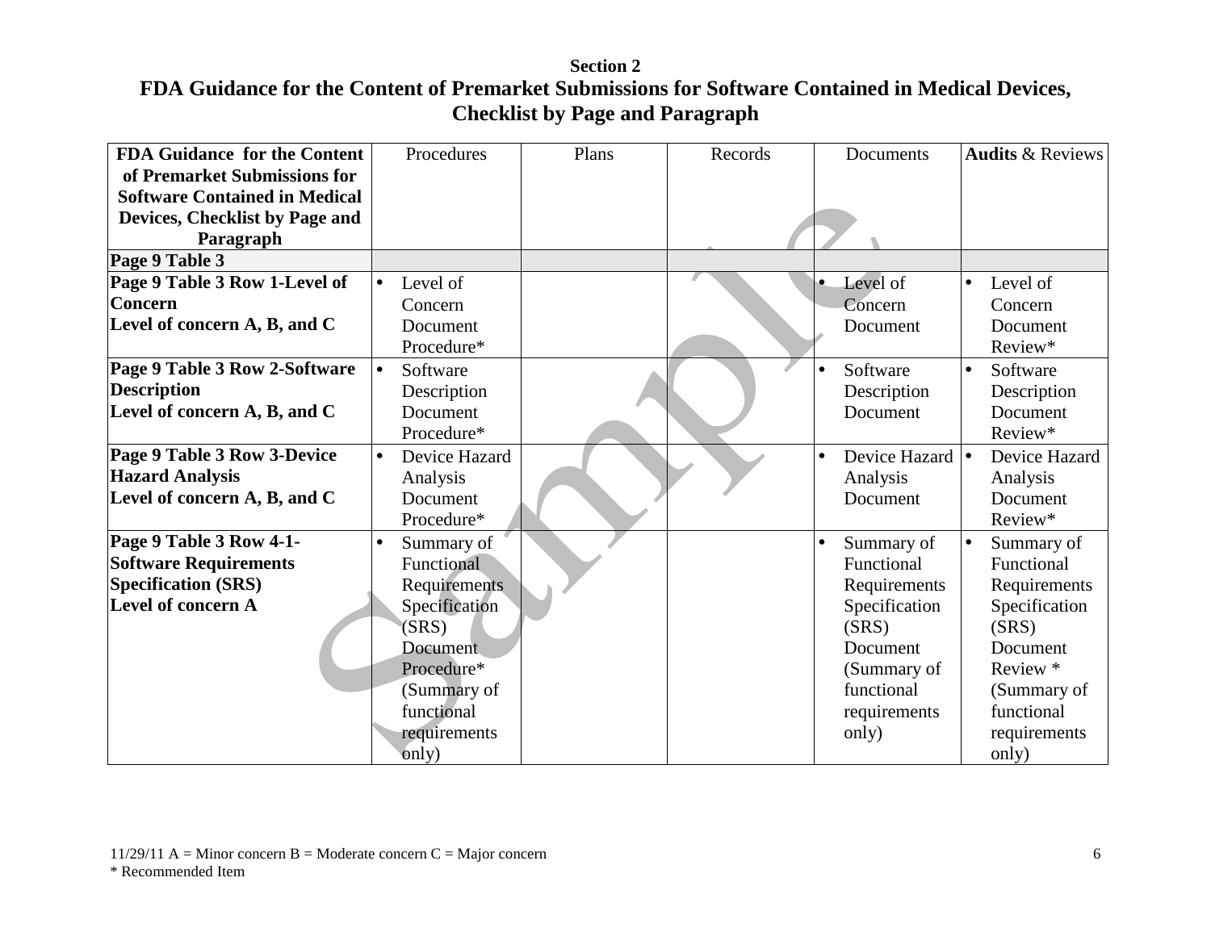**Section 2**

# FDA Guidance for the Content of Premarket Submissions for Software Contained in Medical Devices, Checklist by Page and Paragraph

| FDA Guidance for the Content of Premarket Submissions for Software Contained in Medical Devices, Checklist by Page and Paragraph | Procedures | Plans | Records | Documents | Audits & Reviews |
|---|---|---|---|---|---|
| **Page 9 Table 3** | | | | | |
| **Page 9 Table 3 Row 1-Level of Concern**<br>**Level of concern A, B, and C** | • Level of Concern Document Procedure* | | | • Level of Concern Document | • Level of Concern Document Review* |
| **Page 9 Table 3 Row 2-Software Description**<br>**Level of concern A, B, and C** | • Software Description Document Procedure* | | | • Software Description Document | • Software Description Document Review* |
| **Page 9 Table 3 Row 3-Device Hazard Analysis**<br>**Level of concern A, B, and C** | • Device Hazard Analysis Document Procedure* | | | • Device Hazard Analysis Document | • Device Hazard Analysis Document Review* |
| **Page 9 Table 3 Row 4-1-Software Requirements Specification (SRS)**<br>**Level of concern A** | • Summary of Functional Requirements Specification (SRS) Document Procedure* (Summary of functional requirements only) | | | • Summary of Functional Requirements Specification (SRS) Document (Summary of functional requirements only) | • Summary of Functional Requirements Specification (SRS) Document Review * (Summary of functional requirements only) |

11/29/11 A = Minor concern B = Moderate concern C = Major concern
* Recommended Item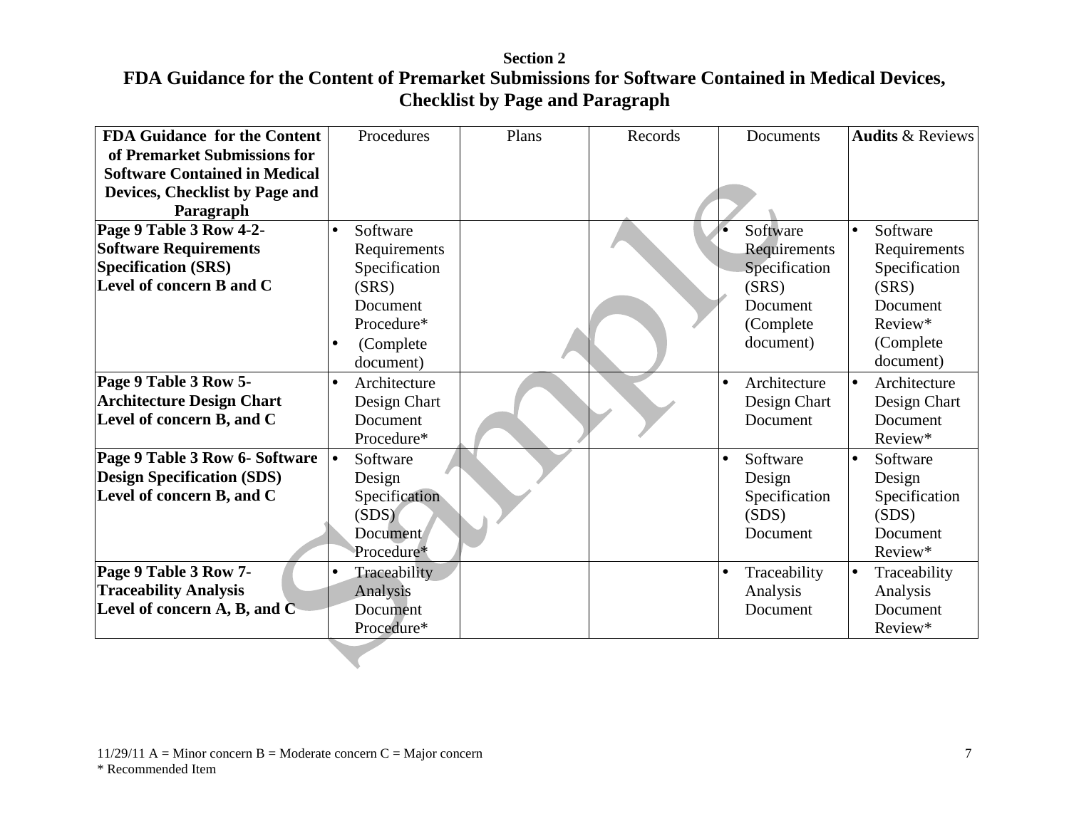**Section 2**

# FDA Guidance for the Content of Premarket Submissions for Software Contained in Medical Devices, Checklist by Page and Paragraph

| FDA Guidance for the Content of Premarket Submissions for Software Contained in Medical Devices, Checklist by Page and Paragraph | Procedures | Plans | Records | Documents | **Audits** & Reviews |
|---|---|---|---|---|---|
| **Page 9 Table 3 Row 4-2- Software Requirements Specification (SRS) Level of concern B and C** | • Software Requirements Specification (SRS) Document Procedure* • (Complete document) | | | • Software Requirements Specification (SRS) Document (Complete document) | • Software Requirements Specification (SRS) Document Review* (Complete document) |
| **Page 9 Table 3 Row 5- Architecture Design Chart Level of concern B, and C** | • Architecture Design Chart Document Procedure* | | | • Architecture Design Chart Document | • Architecture Design Chart Document Review* |
| **Page 9 Table 3 Row 6- Software Design Specification (SDS) Level of concern B, and C** | • Software Design Specification (SDS) Document Procedure* | | | • Software Design Specification (SDS) Document | • Software Design Specification (SDS) Document Review* |
| **Page 9 Table 3 Row 7- Traceability Analysis Level of concern A, B, and C** | • Traceability Analysis Document Procedure* | | | • Traceability Analysis Document | • Traceability Analysis Document Review* |

11/29/11 A = Minor concern B = Moderate concern C = Major concern
* Recommended Item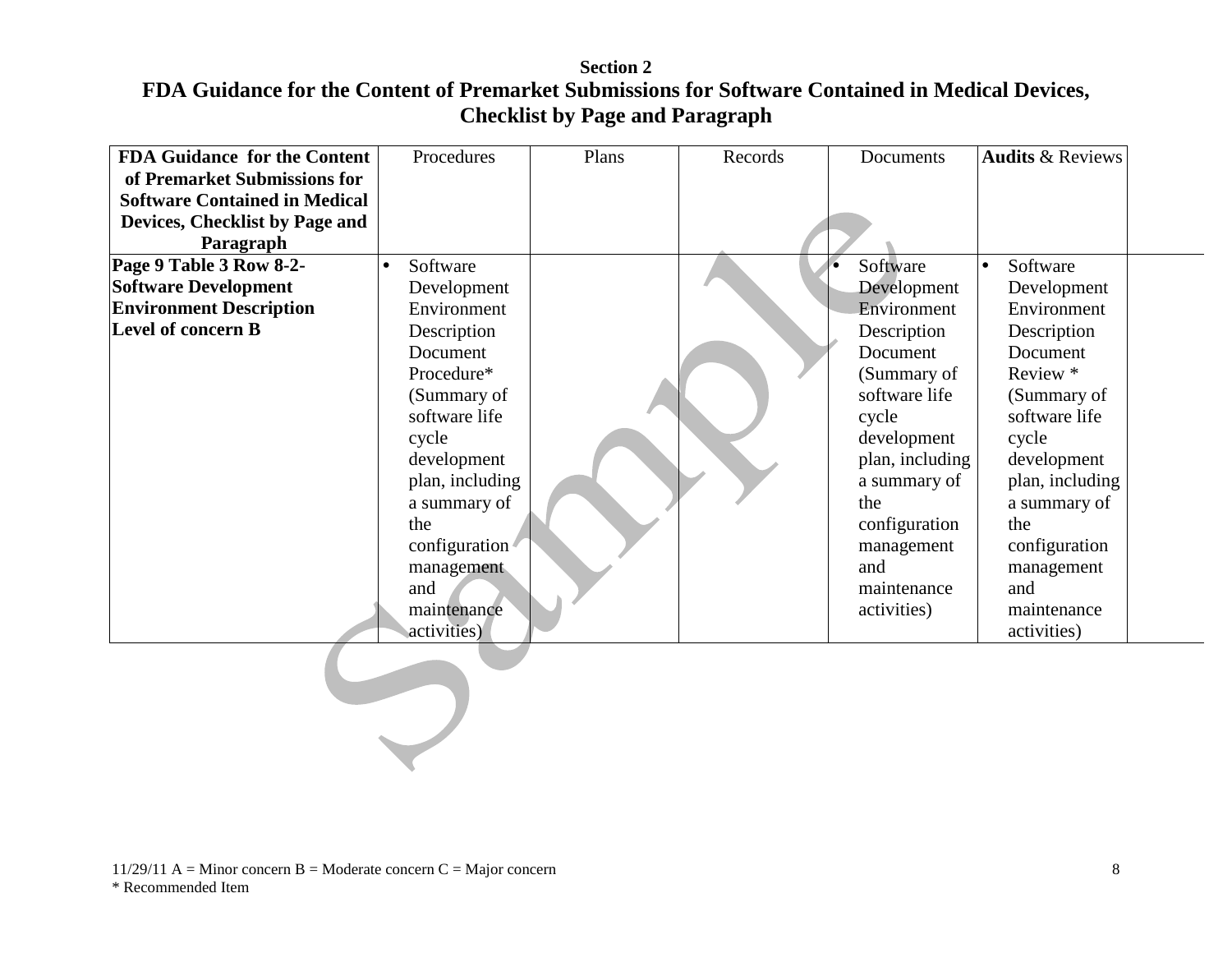**Section 2**

# FDA Guidance for the Content of Premarket Submissions for Software Contained in Medical Devices, Checklist by Page and Paragraph

| FDA Guidance for the Content of Premarket Submissions for Software Contained in Medical Devices, Checklist by Page and Paragraph | Procedures | Plans | Records | Documents | **Audits** & Reviews | |
|---|---|---|---|---|---|---|
| **Page 9 Table 3 Row 8-2- Software Development Environment Description Level of concern B** | • Software Development Environment Description Document Procedure* (Summary of software life cycle development plan, including a summary of the configuration management and maintenance activities) | | | • Software Development Environment Description Document (Summary of software life cycle development plan, including a summary of the configuration management and maintenance activities) | • Software Development Environment Description Document Review * (Summary of software life cycle development plan, including a summary of the configuration management and maintenance activities) | |

11/29/11 A = Minor concern B = Moderate concern C = Major concern
* Recommended Item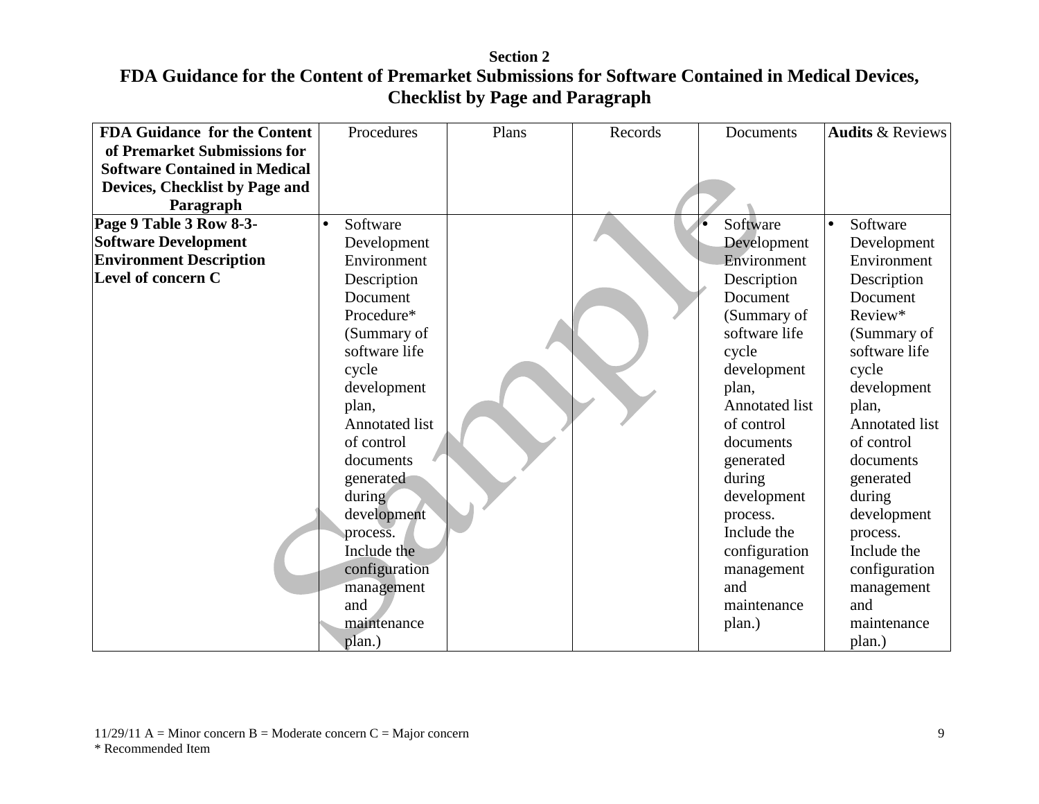**Section 2**

**FDA Guidance for the Content of Premarket Submissions for Software Contained in Medical Devices, Checklist by Page and Paragraph**

| **FDA Guidance for the Content of Premarket Submissions for Software Contained in Medical Devices, Checklist by Page and Paragraph** | Procedures | Plans | Records | Documents | **Audits** & Reviews |
|---|---|---|---|---|---|
| **Page 9 Table 3 Row 8-3- Software Development Environment Description Level of concern C** | • Software Development Environment Description Document Procedure* (Summary of software life cycle development plan, Annotated list of control documents generated during development process. Include the configuration management and maintenance plan.) | | | • Software Development Environment Description Document (Summary of software life cycle development plan, Annotated list of control documents generated during development process. Include the configuration management and maintenance plan.) | • Software Development Environment Description Document Review* (Summary of software life cycle development plan, Annotated list of control documents generated during development process. Include the configuration management and maintenance plan.) |

11/29/11 A = Minor concern B = Moderate concern C = Major concern

\* Recommended Item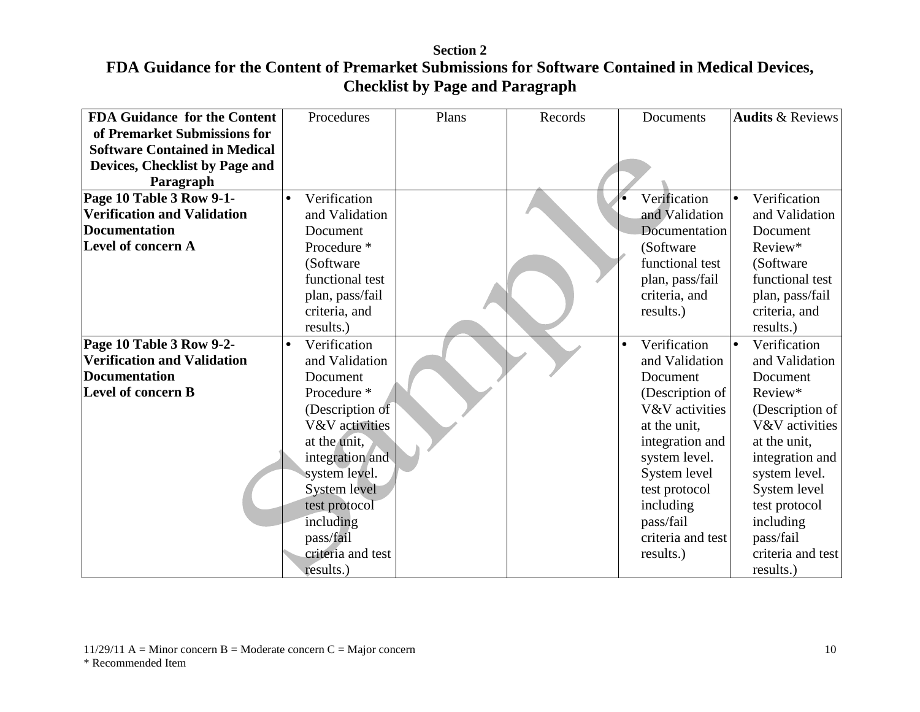**Section 2**

# FDA Guidance for the Content of Premarket Submissions for Software Contained in Medical Devices, Checklist by Page and Paragraph

| **FDA Guidance for the Content of Premarket Submissions for Software Contained in Medical Devices, Checklist by Page and Paragraph** | Procedures | Plans | Records | Documents | **Audits** & Reviews |
|---|---|---|---|---|---|
| **Page 10 Table 3 Row 9-1- Verification and Validation Documentation Level of concern A** | • Verification and Validation Document Procedure * (Software functional test plan, pass/fail criteria, and results.) | | | • Verification and Validation Documentation (Software functional test plan, pass/fail criteria, and results.) | • Verification and Validation Document Review* (Software functional test plan, pass/fail criteria, and results.) |
| **Page 10 Table 3 Row 9-2- Verification and Validation Documentation Level of concern B** | • Verification and Validation Document Procedure * (Description of V&V activities at the unit, integration and system level. System level test protocol including pass/fail criteria and test results.) | | | • Verification and Validation Document (Description of V&V activities at the unit, integration and system level. System level test protocol including pass/fail criteria and test results.) | • Verification and Validation Document Review* (Description of V&V activities at the unit, integration and system level. System level test protocol including pass/fail criteria and test results.) |

11/29/11 A = Minor concern B = Moderate concern C = Major concern

* Recommended Item